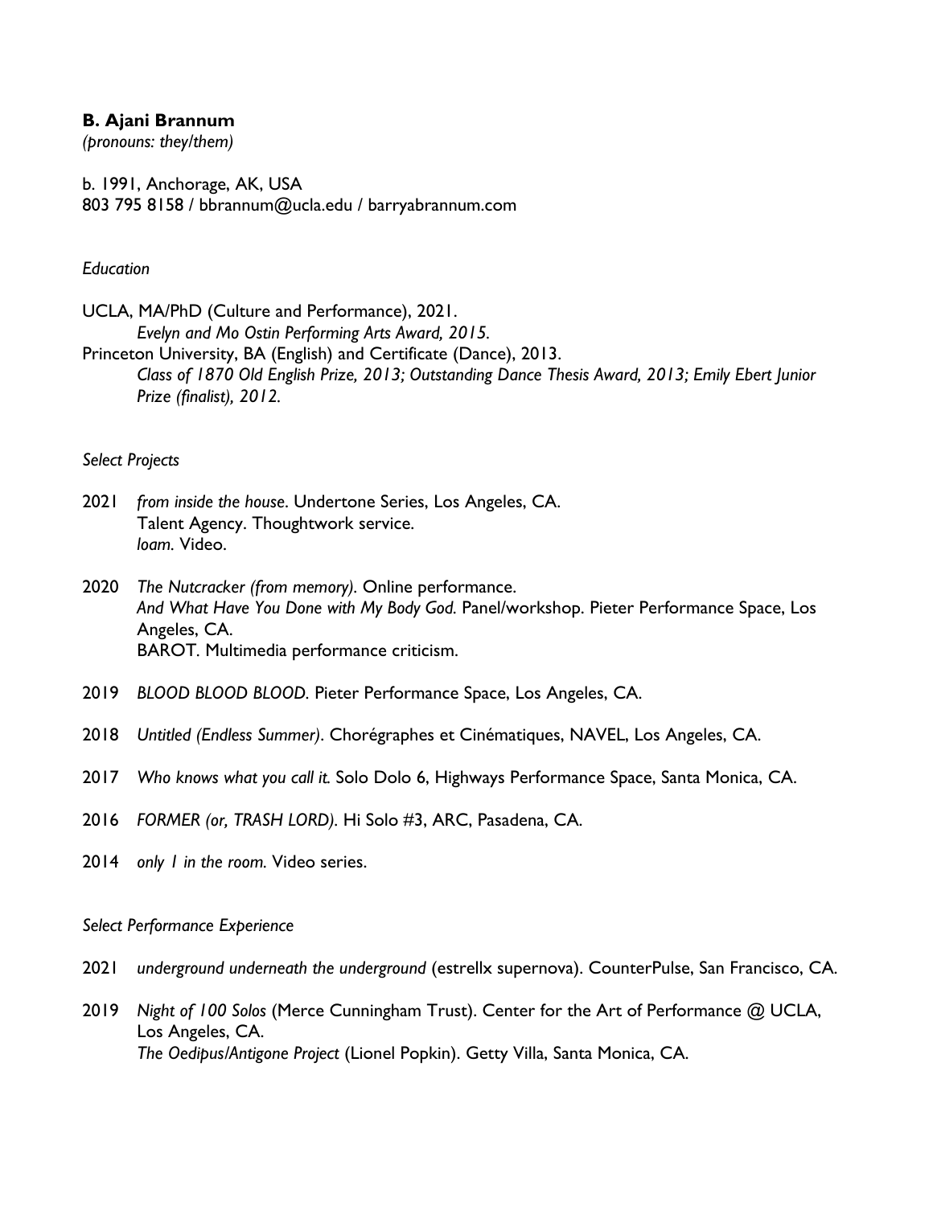**B. Ajani Brannum**
*(pronouns: they/them)*

b. 1991, Anchorage, AK, USA
803 795 8158 / bbrannum@ucla.edu / barryabrannum.com

## *Education*

UCLA, MA/PhD (Culture and Performance), 2021.
*Evelyn and Mo Ostin Performing Arts Award, 2015.*

Princeton University, BA (English) and Certificate (Dance), 2013.
*Class of 1870 Old English Prize, 2013; Outstanding Dance Thesis Award, 2013; Emily Ebert Junior Prize (finalist), 2012.*

## *Select Projects*

2021 *from inside the house*. Undertone Series, Los Angeles, CA.
Talent Agency. Thoughtwork service.
*loam*. Video.

2020 *The Nutcracker (from memory)*. Online performance.
*And What Have You Done with My Body God*. Panel/workshop. Pieter Performance Space, Los Angeles, CA.
BAROT. Multimedia performance criticism.

2019 *BLOOD BLOOD BLOOD*. Pieter Performance Space, Los Angeles, CA.

2018 *Untitled (Endless Summer)*. Chorégraphes et Cinématiques, NAVEL, Los Angeles, CA.

2017 *Who knows what you call it.* Solo Dolo 6, Highways Performance Space, Santa Monica, CA.

2016 *FORMER (or, TRASH LORD).* Hi Solo #3, ARC, Pasadena, CA.

2014 *only 1 in the room.* Video series.

## *Select Performance Experience*

2021 *underground underneath the underground* (estrellx supernova). CounterPulse, San Francisco, CA.

2019 *Night of 100 Solos* (Merce Cunningham Trust). Center for the Art of Performance @ UCLA, Los Angeles, CA.
*The Oedipus/Antigone Project* (Lionel Popkin). Getty Villa, Santa Monica, CA.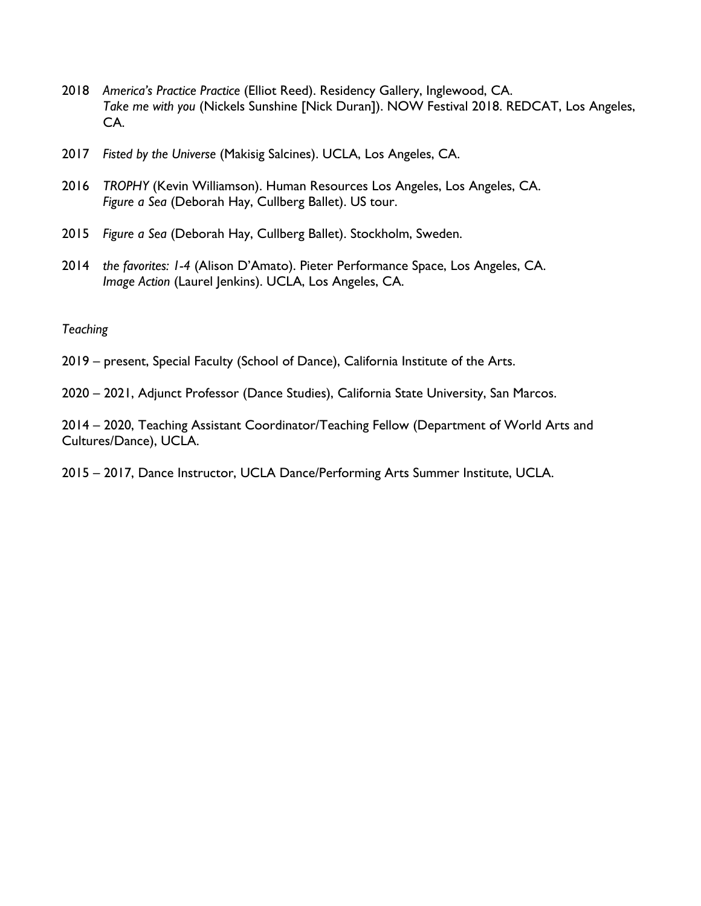2018 *America's Practice Practice* (Elliot Reed). Residency Gallery, Inglewood, CA.
*Take me with you* (Nickels Sunshine [Nick Duran]). NOW Festival 2018. REDCAT, Los Angeles, CA.

2017 *Fisted by the Universe* (Makisig Salcines). UCLA, Los Angeles, CA.

2016 *TROPHY* (Kevin Williamson). Human Resources Los Angeles, Los Angeles, CA.
*Figure a Sea* (Deborah Hay, Cullberg Ballet). US tour.

2015 *Figure a Sea* (Deborah Hay, Cullberg Ballet). Stockholm, Sweden.

2014 *the favorites: 1-4* (Alison D'Amato). Pieter Performance Space, Los Angeles, CA.
*Image Action* (Laurel Jenkins). UCLA, Los Angeles, CA.

*Teaching*

2019 – present, Special Faculty (School of Dance), California Institute of the Arts.

2020 – 2021, Adjunct Professor (Dance Studies), California State University, San Marcos.

2014 – 2020, Teaching Assistant Coordinator/Teaching Fellow (Department of World Arts and Cultures/Dance), UCLA.

2015 – 2017, Dance Instructor, UCLA Dance/Performing Arts Summer Institute, UCLA.